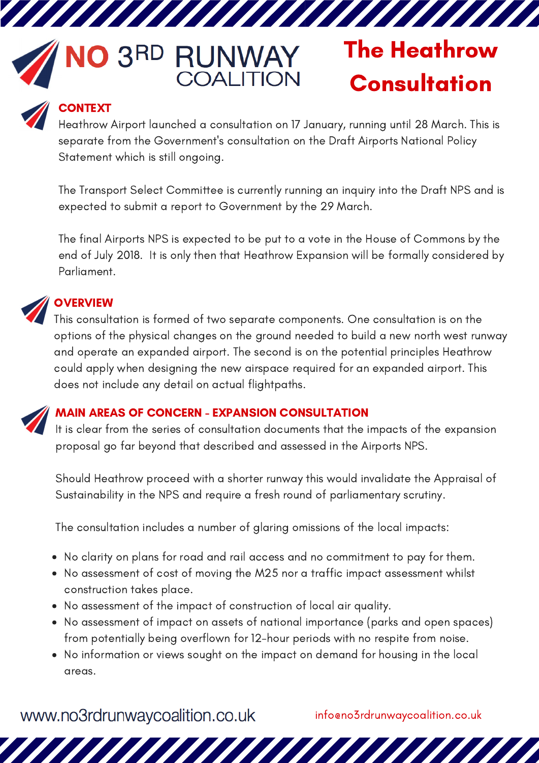# NO 3RD RUNWAY COALITION

# The Heathrow Consultation

## CONTEXT

Heathrow Airport launched a consultation on 17 January, running until 28 March. This is separate from the Government's consultation on the Draft Airports National Policy Statement which is still ongoing.

The Transport Select Committee is currently running an inquiry into the Draft NPS and is expected to submit a report to Government by the 29 March.

The final Airports NPS is expected to be put to a vote in the House of Commons by the end of July 2018. It is only then that Heathrow Expansion will be formally considered by Parliament.

## OVERVIEW

This consultation is formed of two separate components. One consultation is on the options of the physical changes on the ground needed to build a new north west runway and operate an expanded airport. The second is on the potential principles Heathrow could apply when designing the new airspace required for an expanded airport. This does not include any detail on actual flightpaths.

## MAIN AREAS OF CONCERN - EXPANSION CONSULTATION

It is clear from the series of consultation documents that the impacts of the expansion proposal go far beyond that described and assessed in the Airports NPS.

Should Heathrow proceed with a shorter runway this would invalidate the Appraisal of Sustainability in the NPS and require a fresh round of parliamentary scrutiny.

The consultation includes a number of glaring omissions of the local impacts:

- No clarity on plans for road and rail access and no commitment to pay for them.
- No assessment of cost of moving the M25 nor a traffic impact assessment whilst construction takes place.
- No assessment of the impact of construction of local air quality.
- No assessment of impact on assets of national importance (parks and open spaces) from potentially being overflown for 12-hour periods with no respite from noise.
- No information or views sought on the impact on demand for housing in the local areas.

www.no3rdrunwaycoalition.co.uk

info@no3rdrunwaycoalition.co.uk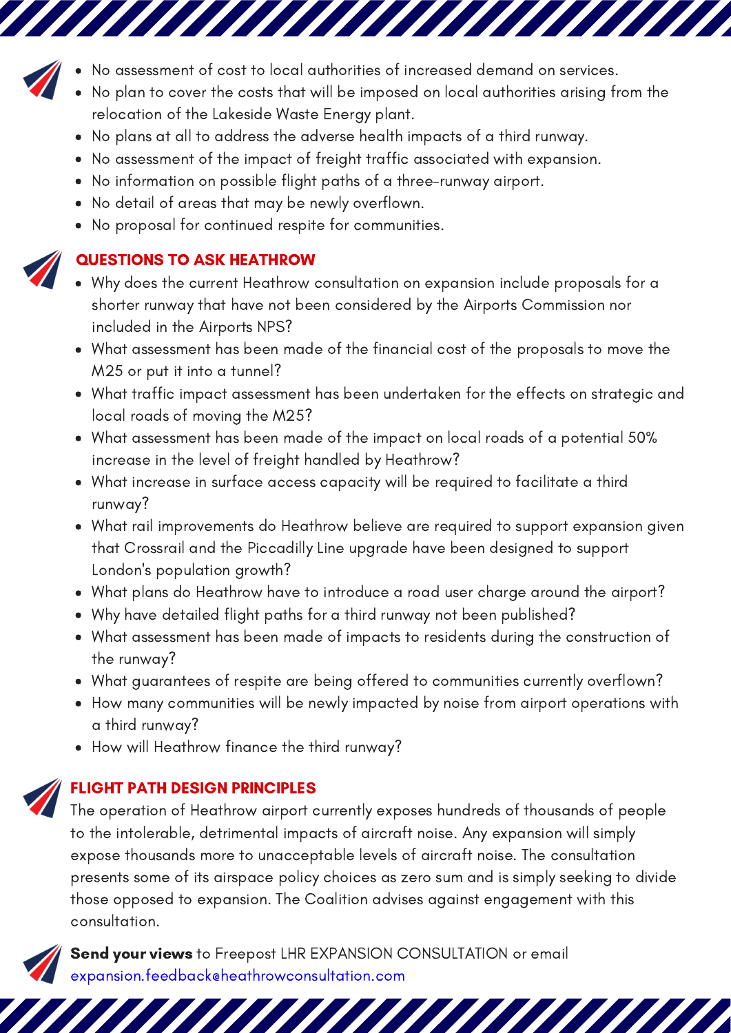- No assessment of cost to local authorities of increased demand on services.
- No plan to cover the costs that will be imposed on local authorities arising from the relocation of the Lakeside Waste Energy plant.
- No plans at all to address the adverse health impacts of a third runway.
- No assessment of the impact of freight traffic associated with expansion.
- No information on possible flight paths of a three-runway airport.
- No detail of areas that may be newly overflown.
- No proposal for continued respite for communities.

## QUESTIONS TO ASK HEATHROW

- Why does the current Heathrow consultation on expansion include proposals for a shorter runway that have not been considered by the Airports Commission nor included in the Airports NPS?
- What assessment has been made of the financial cost of the proposals to move the M25 or put it into a tunnel?
- What traffic impact assessment has been undertaken for the effects on strategic and local roads of moving the M25?
- What assessment has been made of the impact on local roads of a potential 50% increase in the level of freight handled by Heathrow?
- What increase in surface access capacity will be required to facilitate a third runway?
- What rail improvements do Heathrow believe are required to support expansion given that Crossrail and the Piccadilly Line upgrade have been designed to support London's population growth?
- What plans do Heathrow have to introduce a road user charge around the airport?
- Why have detailed flight paths for a third runway not been published?
- What assessment has been made of impacts to residents during the construction of the runway?
- What guarantees of respite are being offered to communities currently overflown?
- How many communities will be newly impacted by noise from airport operations with a third runway?
- How will Heathrow finance the third runway?

## FLIGHT PATH DESIGN PRINCIPLES

The operation of Heathrow airport currently exposes hundreds of thousands of people to the intolerable, detrimental impacts of aircraft noise. Any expansion will simply expose thousands more to unacceptable levels of aircraft noise. The consultation presents some of its airspace policy choices as zero sum and is simply seeking to divide those opposed to expansion. The Coalition advises against engagement with this consultation.

**Send your views** to Freepost LHR EXPANSION CONSULTATION or email expansion.feedback@heathrowconsultation.com